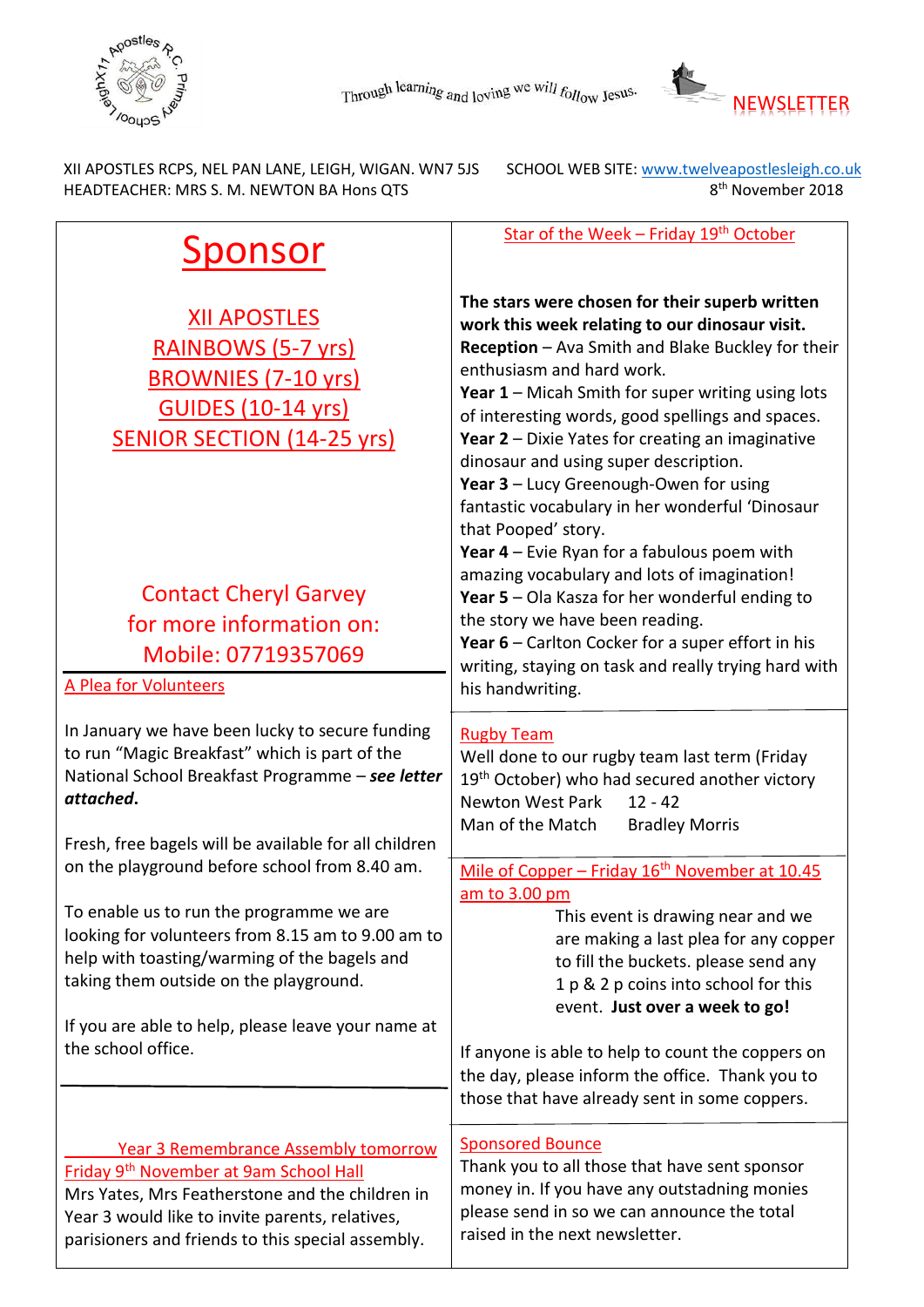Through learning and loving we will follow Jesus.

NEWSLETTER

XII APOSTLES RCPS, NEL PAN LANE, LEIGH, WIGAN. WN7 5JS
HEADTEACHER: MRS S. M. NEWTON BA Hons QTS

SCHOOL WEB SITE: www.twelveapostlesleigh.co.uk
8th November 2018

# Sponsor

XII APOSTLES
RAINBOWS (5-7 yrs)
BROWNIES (7-10 yrs)
GUIDES (10-14 yrs)
SENIOR SECTION (14-25 yrs)

Contact Cheryl Garvey
for more information on:
Mobile: 07719357069

## A Plea for Volunteers

In January we have been lucky to secure funding to run "Magic Breakfast" which is part of the National School Breakfast Programme – ***see letter attached*.**

Fresh, free bagels will be available for all children on the playground before school from 8.40 am.

To enable us to run the programme we are looking for volunteers from 8.15 am to 9.00 am to help with toasting/warming of the bagels and taking them outside on the playground.

If you are able to help, please leave your name at the school office.

## Year 3 Remembrance Assembly tomorrow Friday 9th November at 9am School Hall

Mrs Yates, Mrs Featherstone and the children in Year 3 would like to invite parents, relatives, parisioners and friends to this special assembly.

## Star of the Week – Friday 19th October

**The stars were chosen for their superb written work this week relating to our dinosaur visit.**

**Reception** – Ava Smith and Blake Buckley for their enthusiasm and hard work.

**Year 1** – Micah Smith for super writing using lots of interesting words, good spellings and spaces.

**Year 2** – Dixie Yates for creating an imaginative dinosaur and using super description.

**Year 3** – Lucy Greenough-Owen for using fantastic vocabulary in her wonderful 'Dinosaur that Pooped' story.

**Year 4** – Evie Ryan for a fabulous poem with amazing vocabulary and lots of imagination!

**Year 5** – Ola Kasza for her wonderful ending to the story we have been reading.

**Year 6** – Carlton Cocker for a super effort in his writing, staying on task and really trying hard with his handwriting.

## Rugby Team

Well done to our rugby team last term (Friday 19th October) who had secured another victory

Newton West Park 12 - 42
Man of the Match Bradley Morris

## Mile of Copper – Friday 16th November at 10.45 am to 3.00 pm

This event is drawing near and we are making a last plea for any copper to fill the buckets. please send any 1 p & 2 p coins into school for this event. **Just over a week to go!**

If anyone is able to help to count the coppers on the day, please inform the office. Thank you to those that have already sent in some coppers.

## Sponsored Bounce

Thank you to all those that have sent sponsor money in. If you have any outstadning monies please send in so we can announce the total raised in the next newsletter.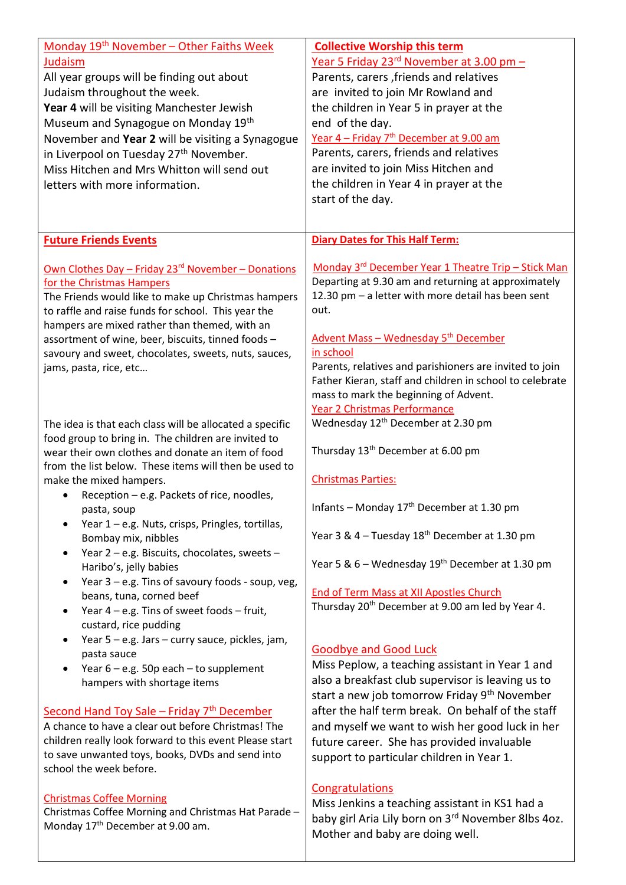## Monday 19th November – Other Faiths Week Judaism

All year groups will be finding out about Judaism throughout the week.
**Year 4** will be visiting Manchester Jewish Museum and Synagogue on Monday 19th November and **Year 2** will be visiting a Synagogue in Liverpool on Tuesday 27th November.
Miss Hitchen and Mrs Whitton will send out letters with more information.

## Collective Worship this term

**Year 5 Friday 23rd November at 3.00 pm –**
Parents, carers ,friends and relatives are invited to join Mr Rowland and the children in Year 5 in prayer at the end of the day.

**Year 4 – Friday 7th December at 9.00 am**
Parents, carers, friends and relatives are invited to join Miss Hitchen and the children in Year 4 in prayer at the start of the day.

## Future Friends Events

**Own Clothes Day – Friday 23rd November – Donations for the Christmas Hampers**
The Friends would like to make up Christmas hampers to raffle and raise funds for school. This year the hampers are mixed rather than themed, with an assortment of wine, beer, biscuits, tinned foods – savoury and sweet, chocolates, sweets, nuts, sauces, jams, pasta, rice, etc…

The idea is that each class will be allocated a specific food group to bring in. The children are invited to wear their own clothes and donate an item of food from the list below. These items will then be used to make the mixed hampers.

- Reception – e.g. Packets of rice, noodles, pasta, soup
- Year 1 – e.g. Nuts, crisps, Pringles, tortillas, Bombay mix, nibbles
- Year 2 – e.g. Biscuits, chocolates, sweets – Haribo's, jelly babies
- Year 3 – e.g. Tins of savoury foods - soup, veg, beans, tuna, corned beef
- Year 4 – e.g. Tins of sweet foods – fruit, custard, rice pudding
- Year 5 – e.g. Jars – curry sauce, pickles, jam, pasta sauce
- Year 6 – e.g. 50p each – to supplement hampers with shortage items

**Second Hand Toy Sale – Friday 7th December**
A chance to have a clear out before Christmas! The children really look forward to this event Please start to save unwanted toys, books, DVDs and send into school the week before.

**Christmas Coffee Morning**
Christmas Coffee Morning and Christmas Hat Parade – Monday 17th December at 9.00 am.

## Diary Dates for This Half Term:

**Monday 3rd December Year 1 Theatre Trip – Stick Man**
Departing at 9.30 am and returning at approximately 12.30 pm – a letter with more detail has been sent out.

**Advent Mass – Wednesday 5th December in school**
Parents, relatives and parishioners are invited to join Father Kieran, staff and children in school to celebrate mass to mark the beginning of Advent.

**Year 2 Christmas Performance**
Wednesday 12th December at 2.30 pm

Thursday 13th December at 6.00 pm

**Christmas Parties:**

Infants – Monday 17th December at 1.30 pm

Year 3 & 4 – Tuesday 18th December at 1.30 pm

Year 5 & 6 – Wednesday 19th December at 1.30 pm

**End of Term Mass at XII Apostles Church**
Thursday 20th December at 9.00 am led by Year 4.

## Goodbye and Good Luck

Miss Peplow, a teaching assistant in Year 1 and also a breakfast club supervisor is leaving us to start a new job tomorrow Friday 9th November after the half term break. On behalf of the staff and myself we want to wish her good luck in her future career. She has provided invaluable support to particular children in Year 1.

## Congratulations

Miss Jenkins a teaching assistant in KS1 had a baby girl Aria Lily born on 3rd November 8lbs 4oz. Mother and baby are doing well.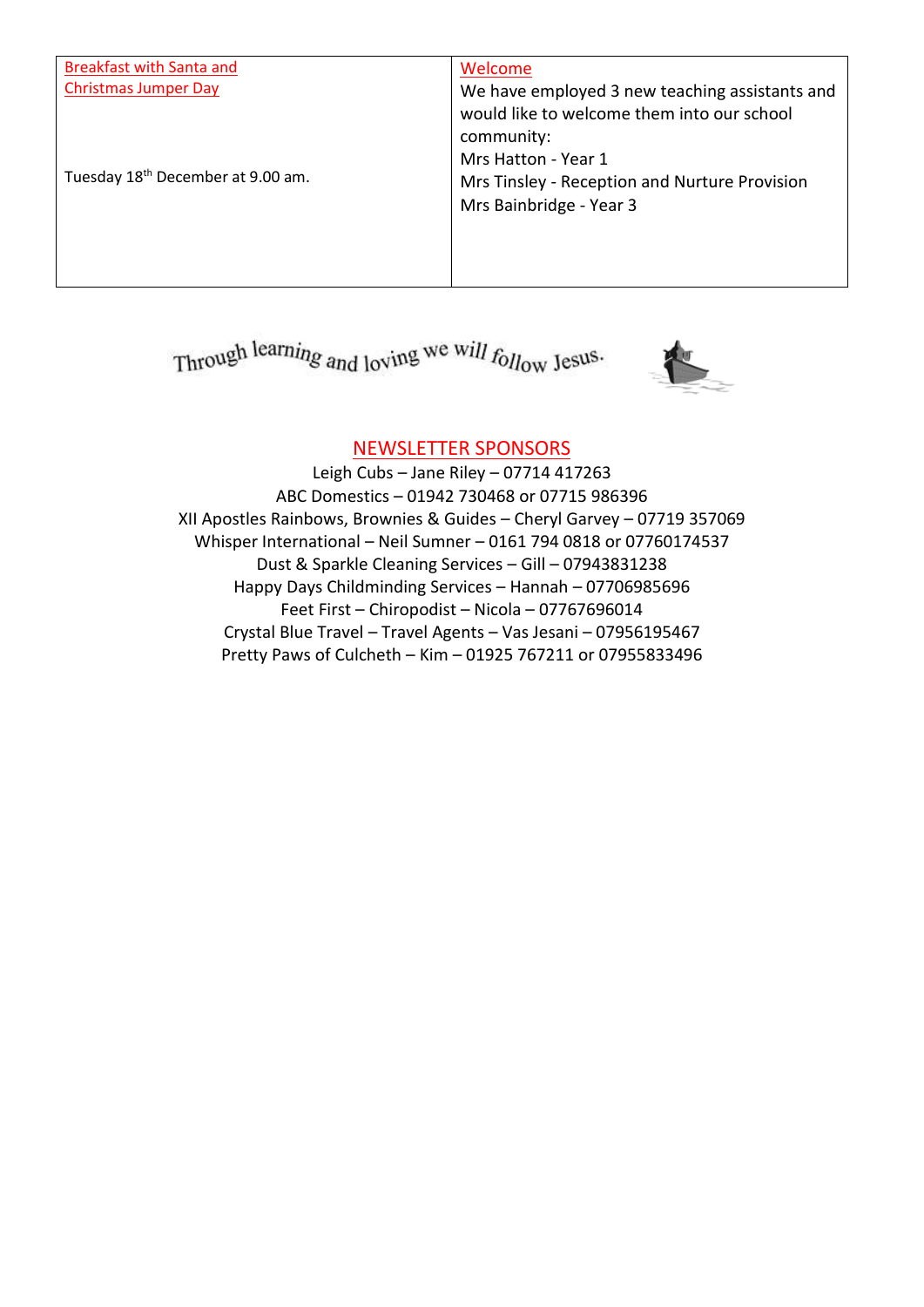| | |
|---|---|
| Breakfast with Santa and Christmas Jumper Day<br><br>Tuesday 18th December at 9.00 am. | Welcome<br>We have employed 3 new teaching assistants and would like to welcome them into our school community:<br>Mrs Hatton - Year 1<br>Mrs Tinsley - Reception and Nurture Provision<br>Mrs Bainbridge - Year 3 |

Through learning and loving we will follow Jesus.

## NEWSLETTER SPONSORS

Leigh Cubs – Jane Riley – 07714 417263
ABC Domestics – 01942 730468 or 07715 986396
XII Apostles Rainbows, Brownies & Guides – Cheryl Garvey – 07719 357069
Whisper International – Neil Sumner – 0161 794 0818 or 07760174537
Dust & Sparkle Cleaning Services – Gill – 07943831238
Happy Days Childminding Services – Hannah – 07706985696
Feet First – Chiropodist – Nicola – 07767696014
Crystal Blue Travel – Travel Agents – Vas Jesani – 07956195467
Pretty Paws of Culcheth – Kim – 01925 767211 or 07955833496